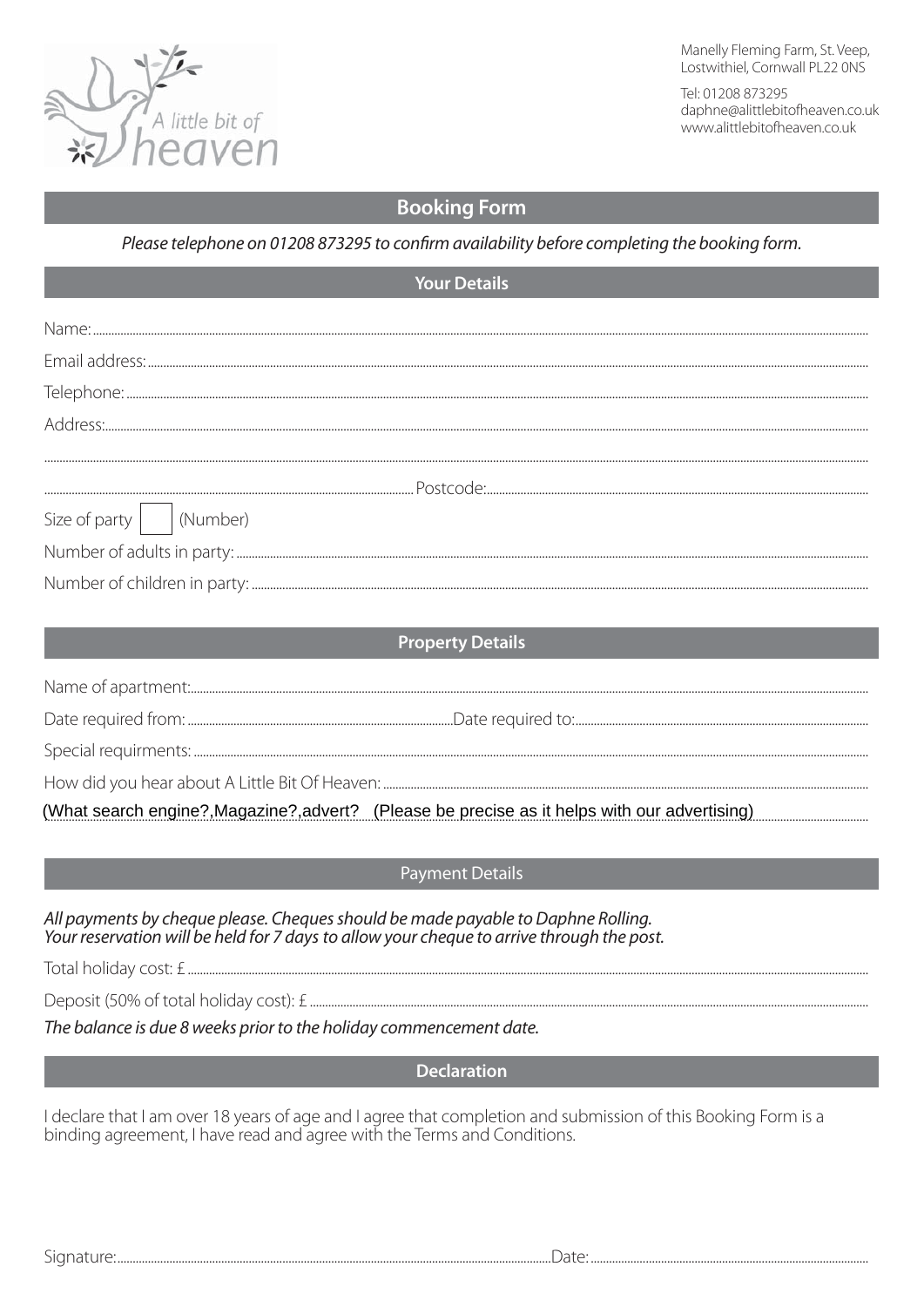A little bit of heaven

Manelly Fleming Farm, St. Veep, Lostwithiel, Cornwall PL22 0NS

Tel: 01208 873295
daphne@alittlebitofheaven.co.uk
www.alittlebitofheaven.co.uk

# Booking Form

*Please telephone on 01208 873295 to confirm availability before completing the booking form.*

## Your Details

Name: ..............................................................................................................

Email address: ..............................................................................................................

Telephone: ..............................................................................................................

Address: ..............................................................................................................

..............................................................................................................

.............................................................. Postcode: ..............................................................

Size of party [ ] (Number)

Number of adults in party: ..............................................................................................................

Number of children in party: ..............................................................................................................

## Property Details

Name of apartment: ..............................................................................................................

Date required from: .............................................................. Date required to: ..............................................................

Special requirments: ..............................................................................................................

How did you hear about A Little Bit Of Heaven: ..............................................................................................................

(What search engine?,Magazine?,advert?   (Please be precise as it helps with our advertising) ..............................

## Payment Details

*All payments by cheque please. Cheques should be made payable to Daphne Rolling.*
*Your reservation will be held for 7 days to allow your cheque to arrive through the post.*

Total holiday cost: £ ..............................................................................................................

Deposit (50% of total holiday cost): £ ..............................................................................................................

*The balance is due 8 weeks prior to the holiday commencement date.*

## Declaration

I declare that I am over 18 years of age and I agree that completion and submission of this Booking Form is a binding agreement, I have read and agree with the Terms and Conditions.

Signature: .............................................................. Date: ..............................................................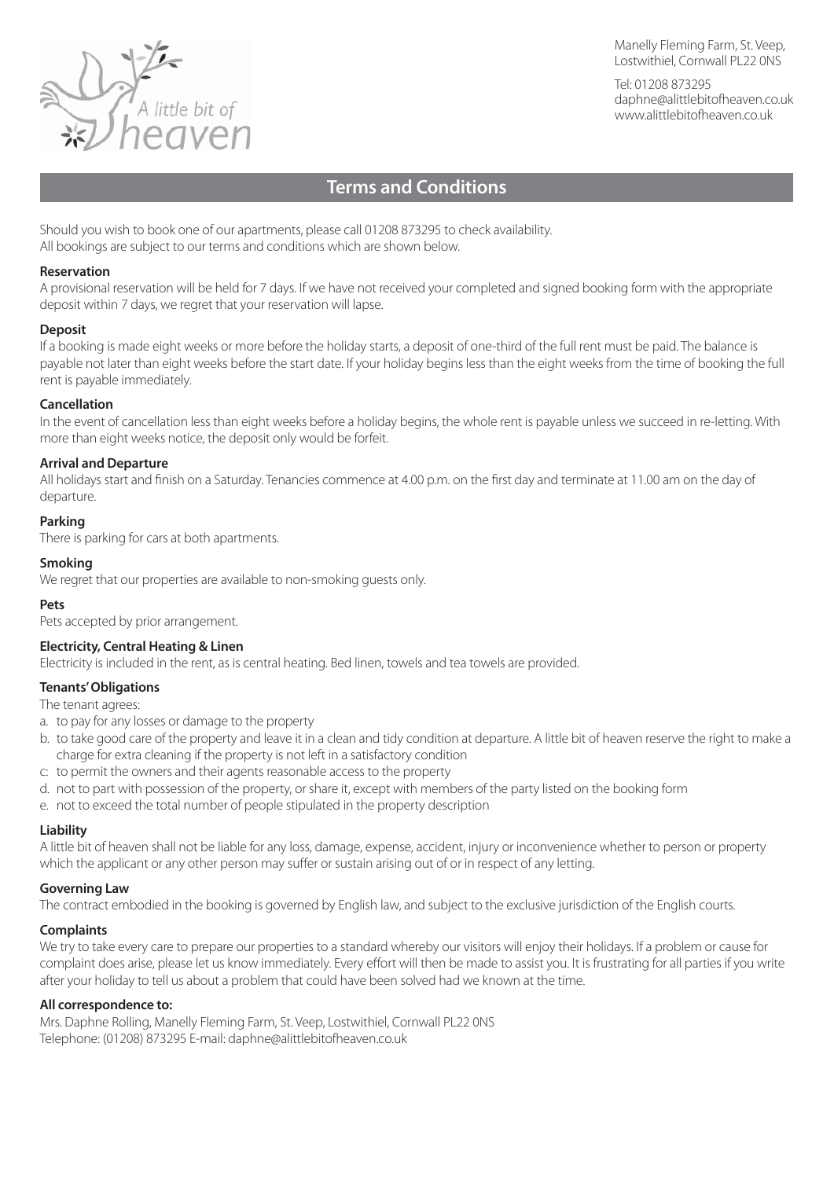Manelly Fleming Farm, St. Veep, Lostwithiel, Cornwall PL22 0NS

Tel: 01208 873295
daphne@alittlebitofheaven.co.uk
www.alittlebitofheaven.co.uk

# Terms and Conditions

Should you wish to book one of our apartments, please call 01208 873295 to check availability.
All bookings are subject to our terms and conditions which are shown below.

**Reservation**
A provisional reservation will be held for 7 days. If we have not received your completed and signed booking form with the appropriate deposit within 7 days, we regret that your reservation will lapse.

**Deposit**
If a booking is made eight weeks or more before the holiday starts, a deposit of one-third of the full rent must be paid. The balance is payable not later than eight weeks before the start date. If your holiday begins less than the eight weeks from the time of booking the full rent is payable immediately.

**Cancellation**
In the event of cancellation less than eight weeks before a holiday begins, the whole rent is payable unless we succeed in re-letting. With more than eight weeks notice, the deposit only would be forfeit.

**Arrival and Departure**
All holidays start and finish on a Saturday. Tenancies commence at 4.00 p.m. on the first day and terminate at 11.00 am on the day of departure.

**Parking**
There is parking for cars at both apartments.

**Smoking**
We regret that our properties are available to non-smoking guests only.

**Pets**
Pets accepted by prior arrangement.

**Electricity, Central Heating & Linen**
Electricity is included in the rent, as is central heating. Bed linen, towels and tea towels are provided.

**Tenants' Obligations**
The tenant agrees:

a. to pay for any losses or damage to the property
b. to take good care of the property and leave it in a clean and tidy condition at departure. A little bit of heaven reserve the right to make a charge for extra cleaning if the property is not left in a satisfactory condition
c: to permit the owners and their agents reasonable access to the property
d. not to part with possession of the property, or share it, except with members of the party listed on the booking form
e. not to exceed the total number of people stipulated in the property description

**Liability**
A little bit of heaven shall not be liable for any loss, damage, expense, accident, injury or inconvenience whether to person or property which the applicant or any other person may suffer or sustain arising out of or in respect of any letting.

**Governing Law**
The contract embodied in the booking is governed by English law, and subject to the exclusive jurisdiction of the English courts.

**Complaints**
We try to take every care to prepare our properties to a standard whereby our visitors will enjoy their holidays. If a problem or cause for complaint does arise, please let us know immediately. Every effort will then be made to assist you. It is frustrating for all parties if you write after your holiday to tell us about a problem that could have been solved had we known at the time.

**All correspondence to:**
Mrs. Daphne Rolling, Manelly Fleming Farm, St. Veep, Lostwithiel, Cornwall PL22 0NS
Telephone: (01208) 873295 E-mail: daphne@alittlebitofheaven.co.uk